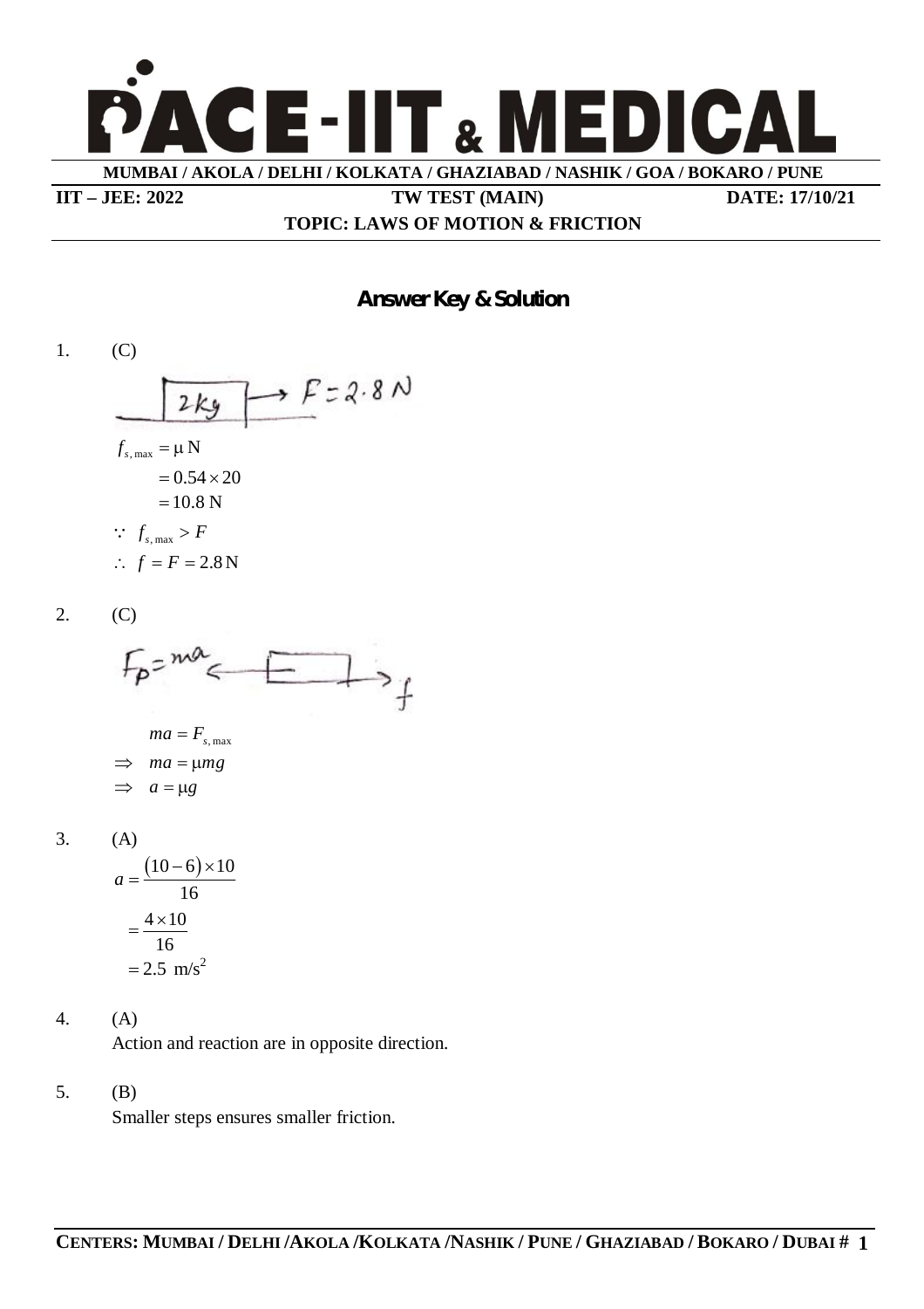# PACE-IIT & MEDICAL

**MUMBAI / AKOLA / DELHI / KOLKATA / GHAZIABAD / NASHIK / GOA / BOKARO / PUNE**

**IIT – JEE: 2022** **TW TEST (MAIN)** **DATE: 17/10/21**

**TOPIC: LAWS OF MOTION & FRICTION**

## Answer Key & Solution

1. (C)

2kg → $F = 2.8\text{ N}$

$$f_{s,\max} = \mu N$$
$$= 0.54 \times 20$$
$$= 10.8\text{ N}$$

$\because\ f_{s,\max} > F$

$\therefore\ f = F = 2.8\text{ N}$

2. (C)

$F_p = ma$ ← [block] → $f$

$$ma = F_{s,\max}$$
$$\Rightarrow\ ma = \mu mg$$
$$\Rightarrow\ a = \mu g$$

3. (A)

$$a = \frac{(10-6)\times 10}{16}$$
$$= \frac{4\times 10}{16}$$
$$= 2.5\ \text{m/s}^2$$

4. (A)

Action and reaction are in opposite direction.

5. (B)

Smaller steps ensures smaller friction.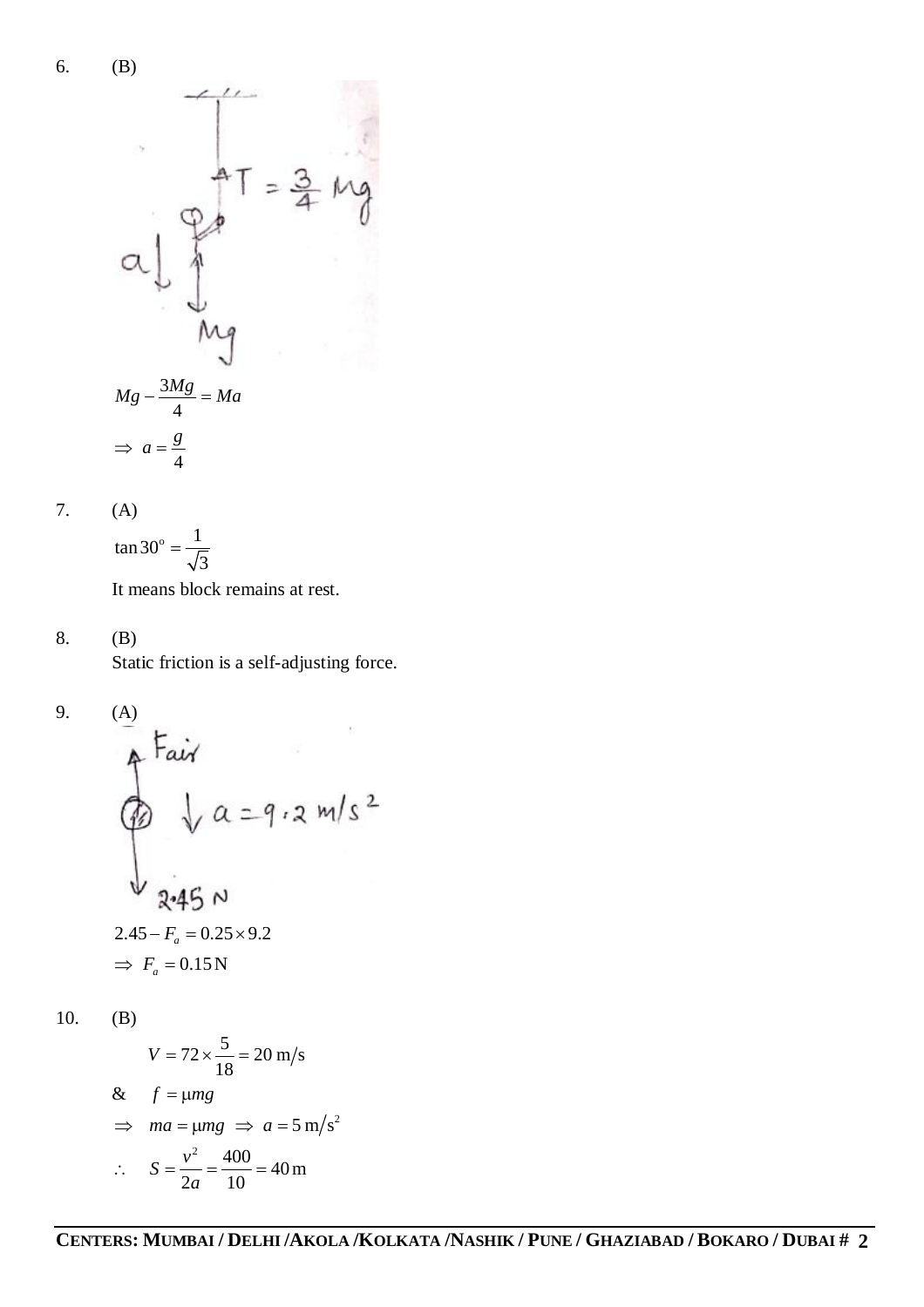6. (B)

$$Mg - \frac{3Mg}{4} = Ma$$

$$\Rightarrow \ a = \frac{g}{4}$$

7. (A)

$$\tan 30^{o} = \frac{1}{\sqrt{3}}$$

It means block remains at rest.

8. (B)

Static friction is a self-adjusting force.

9. (A)

$$2.45 - F_a = 0.25 \times 9.2$$

$$\Rightarrow \ F_a = 0.15\,\text{N}$$

10. (B)

$$V = 72 \times \frac{5}{18} = 20\ \text{m/s}$$

& $f = \mu mg$

$$\Rightarrow \ ma = \mu mg \ \Rightarrow \ a = 5\ \text{m/s}^2$$

$$\therefore \ S = \frac{v^2}{2a} = \frac{400}{10} = 40\,\text{m}$$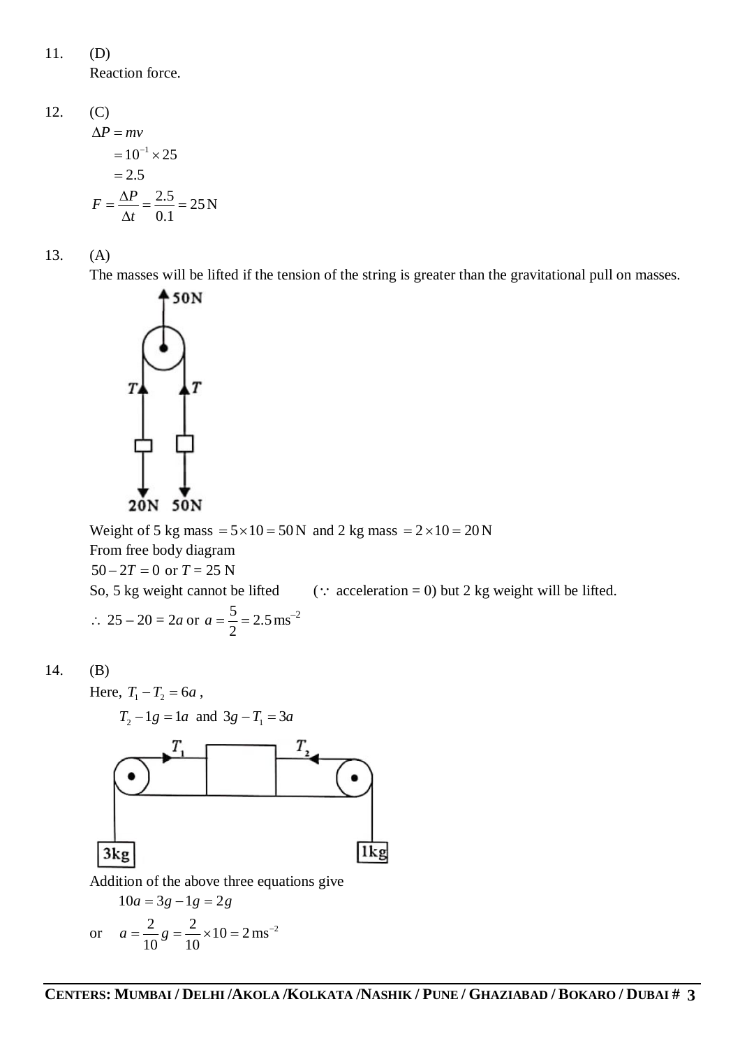11. (D)

Reaction force.

12. (C)

$$\Delta P = mv$$
$$= 10^{-1} \times 25$$
$$= 2.5$$
$$F = \frac{\Delta P}{\Delta t} = \frac{2.5}{0.1} = 25\,\text{N}$$

13. (A)

The masses will be lifted if the tension of the string is greater than the gravitational pull on masses.

Weight of 5 kg mass $= 5 \times 10 = 50\,\text{N}$ and 2 kg mass $= 2 \times 10 = 20\,\text{N}$

From free body diagram

$50 - 2T = 0$ or $T = 25$ N

So, 5 kg weight cannot be lifted ($\because$ acceleration = 0) but 2 kg weight will be lifted.

$\therefore$ $25 - 20 = 2a$ or $a = \frac{5}{2} = 2.5\,\text{ms}^{-2}$

14. (B)

Here, $T_1 - T_2 = 6a$,

$T_2 - 1g = 1a$ and $3g - T_1 = 3a$

Addition of the above three equations give

$$10a = 3g - 1g = 2g$$

or $$a = \frac{2}{10}g = \frac{2}{10} \times 10 = 2\,\text{ms}^{-2}$$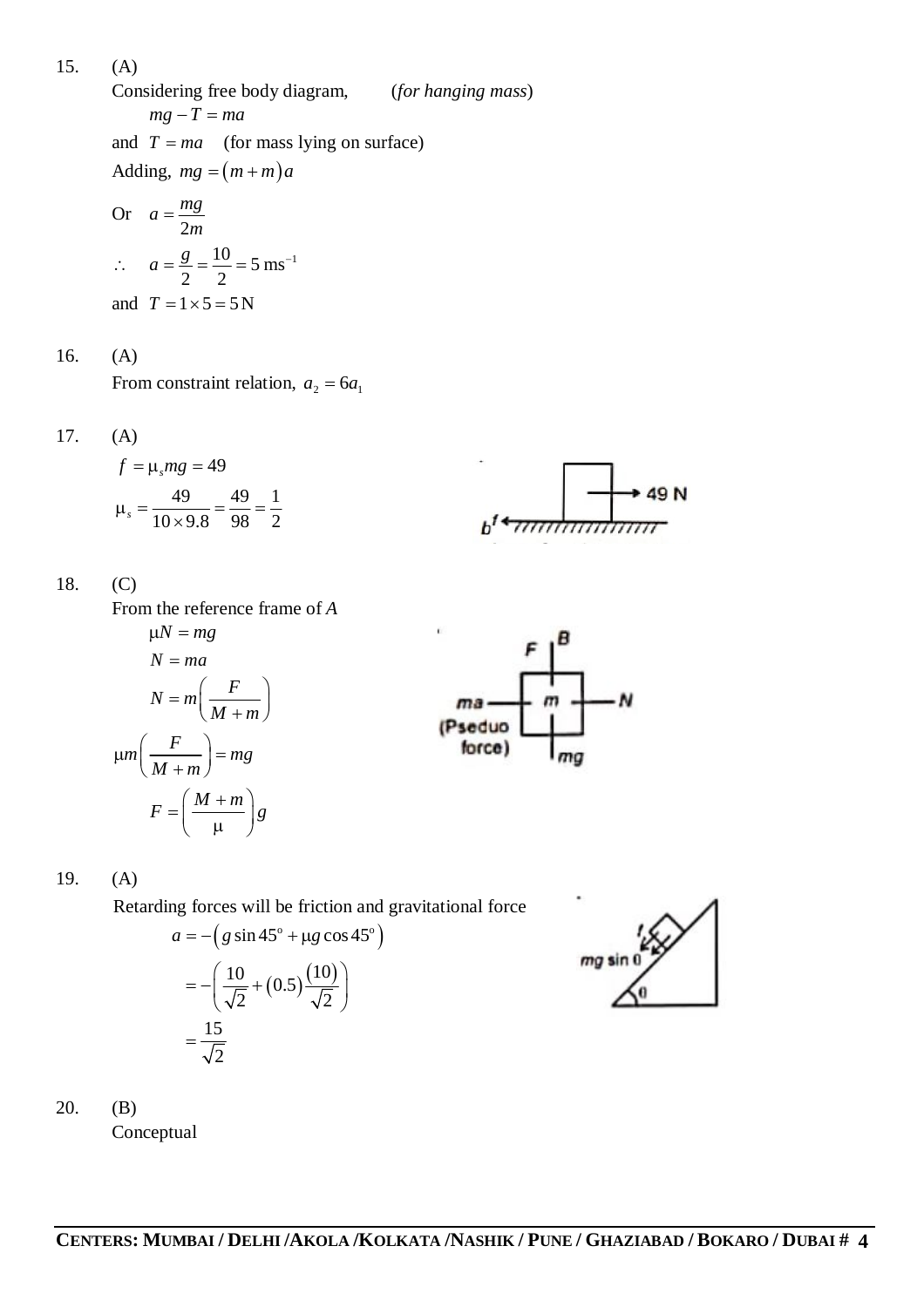15. (A)

Considering free body diagram, (*for hanging mass*)

$$mg - T = ma$$

and $T = ma$ (for mass lying on surface)

Adding, $mg = (m + m)a$

Or $a = \dfrac{mg}{2m}$

$\therefore \quad a = \dfrac{g}{2} = \dfrac{10}{2} = 5\ \text{ms}^{-1}$

and $T = 1 \times 5 = 5\,\text{N}$

16. (A)

From constraint relation, $a_2 = 6a_1$

17. (A)

$$f = \mu_s mg = 49$$

$$\mu_s = \frac{49}{10 \times 9.8} = \frac{49}{98} = \frac{1}{2}$$

18. (C)

From the reference frame of *A*

$$\mu N = mg$$

$$N = ma$$

$$N = m\left(\frac{F}{M+m}\right)$$

$$\mu m\left(\frac{F}{M+m}\right) = mg$$

$$F = \left(\frac{M+m}{\mu}\right)g$$

19. (A)

Retarding forces will be friction and gravitational force

$$a = -\left(g \sin 45^\circ + \mu g \cos 45^\circ\right)$$

$$= -\left(\frac{10}{\sqrt{2}} + (0.5)\frac{(10)}{\sqrt{2}}\right)$$

$$= \frac{15}{\sqrt{2}}$$

20. (B)

Conceptual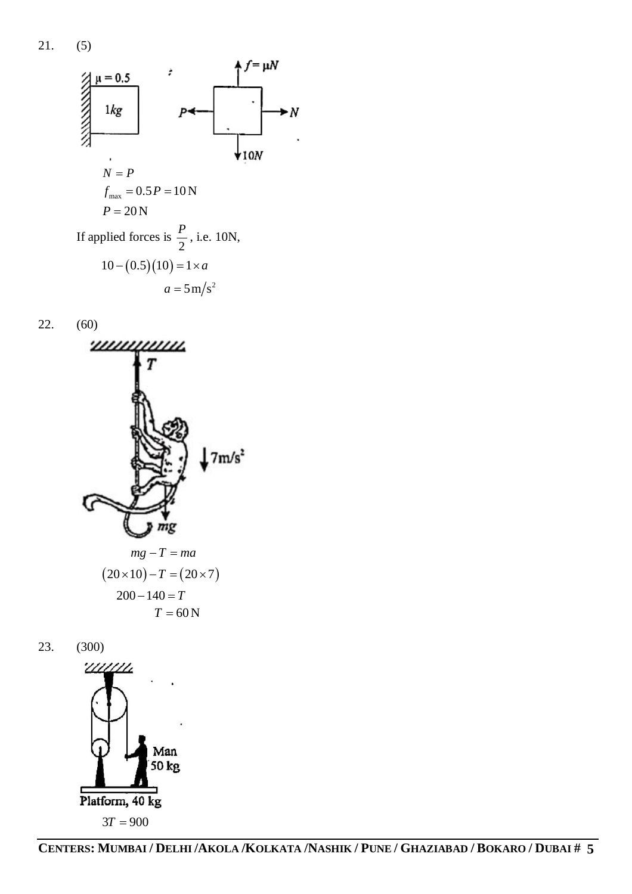21. (5)

$$N = P$$

$$f_{\max} = 0.5P = 10\,\text{N}$$

$$P = 20\,\text{N}$$

If applied forces is $\frac{P}{2}$, i.e. 10N,

$$10 - (0.5)(10) = 1 \times a$$

$$a = 5\,\text{m/s}^2$$

22. (60)

$$mg - T = ma$$

$$(20 \times 10) - T = (20 \times 7)$$

$$200 - 140 = T$$

$$T = 60\,\text{N}$$

23. (300)

$$3T = 900$$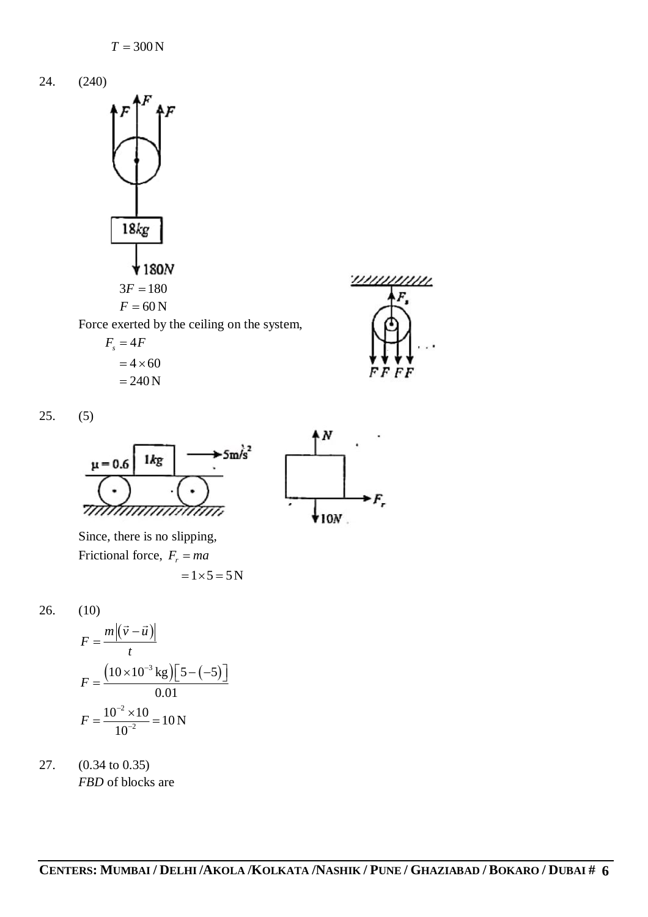$$T = 300\,\text{N}$$

24. (240)

$$3F = 180$$

$$F = 60\,\text{N}$$

Force exerted by the ceiling on the system,

$$F_s = 4F$$

$$= 4 \times 60$$

$$= 240\,\text{N}$$

25. (5)

Since, there is no slipping,

Frictional force, $F_r = ma$

$$= 1 \times 5 = 5\,\text{N}$$

26. (10)

$$F = \frac{m\left|(\vec{v} - \vec{u})\right|}{t}$$

$$F = \frac{\left(10 \times 10^{-3}\,\text{kg}\right)\left[5 - (-5)\right]}{0.01}$$

$$F = \frac{10^{-2} \times 10}{10^{-2}} = 10\,\text{N}$$

27. (0.34 to 0.35)

*FBD* of blocks are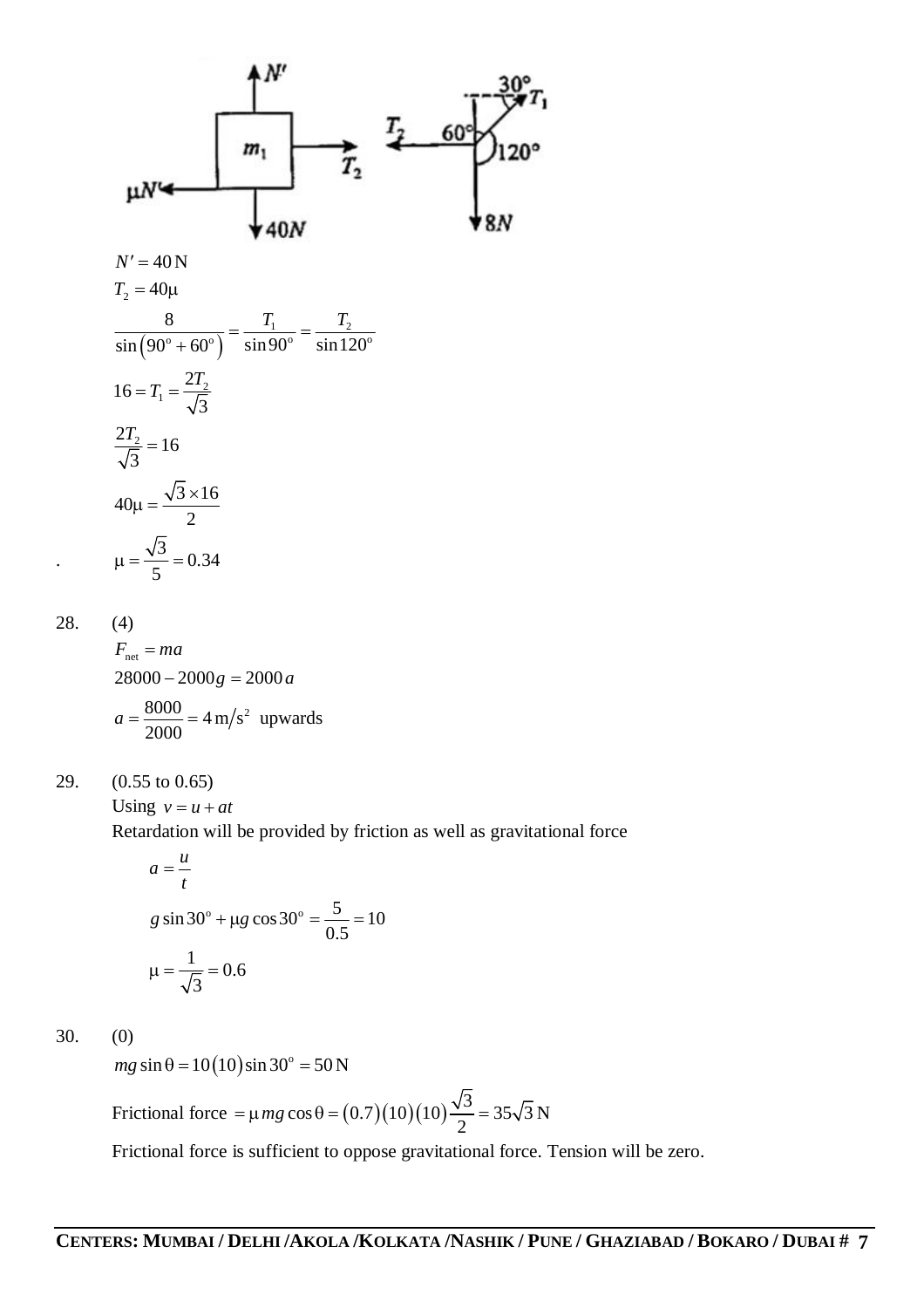$N' = 40\,\text{N}$

$T_2 = 40\mu$

$$\frac{8}{\sin(90^\circ + 60^\circ)} = \frac{T_1}{\sin 90^\circ} = \frac{T_2}{\sin 120^\circ}$$

$$16 = T_1 = \frac{2T_2}{\sqrt{3}}$$

$$\frac{2T_2}{\sqrt{3}} = 16$$

$$40\mu = \frac{\sqrt{3} \times 16}{2}$$

$$\mu = \frac{\sqrt{3}}{5} = 0.34$$

28. (4)

$F_{\text{net}} = ma$

$28000 - 2000g = 2000\,a$

$a = \dfrac{8000}{2000} = 4\,\text{m/s}^2$ upwards

29. (0.55 to 0.65)

Using $v = u + at$

Retardation will be provided by friction as well as gravitational force

$$a = \frac{u}{t}$$

$$g \sin 30^\circ + \mu g \cos 30^\circ = \frac{5}{0.5} = 10$$

$$\mu = \frac{1}{\sqrt{3}} = 0.6$$

30. (0)

$mg \sin\theta = 10(10)\sin 30^\circ = 50\,\text{N}$

Frictional force $= \mu\, mg \cos\theta = (0.7)(10)(10)\dfrac{\sqrt{3}}{2} = 35\sqrt{3}\,\text{N}$

Frictional force is sufficient to oppose gravitational force. Tension will be zero.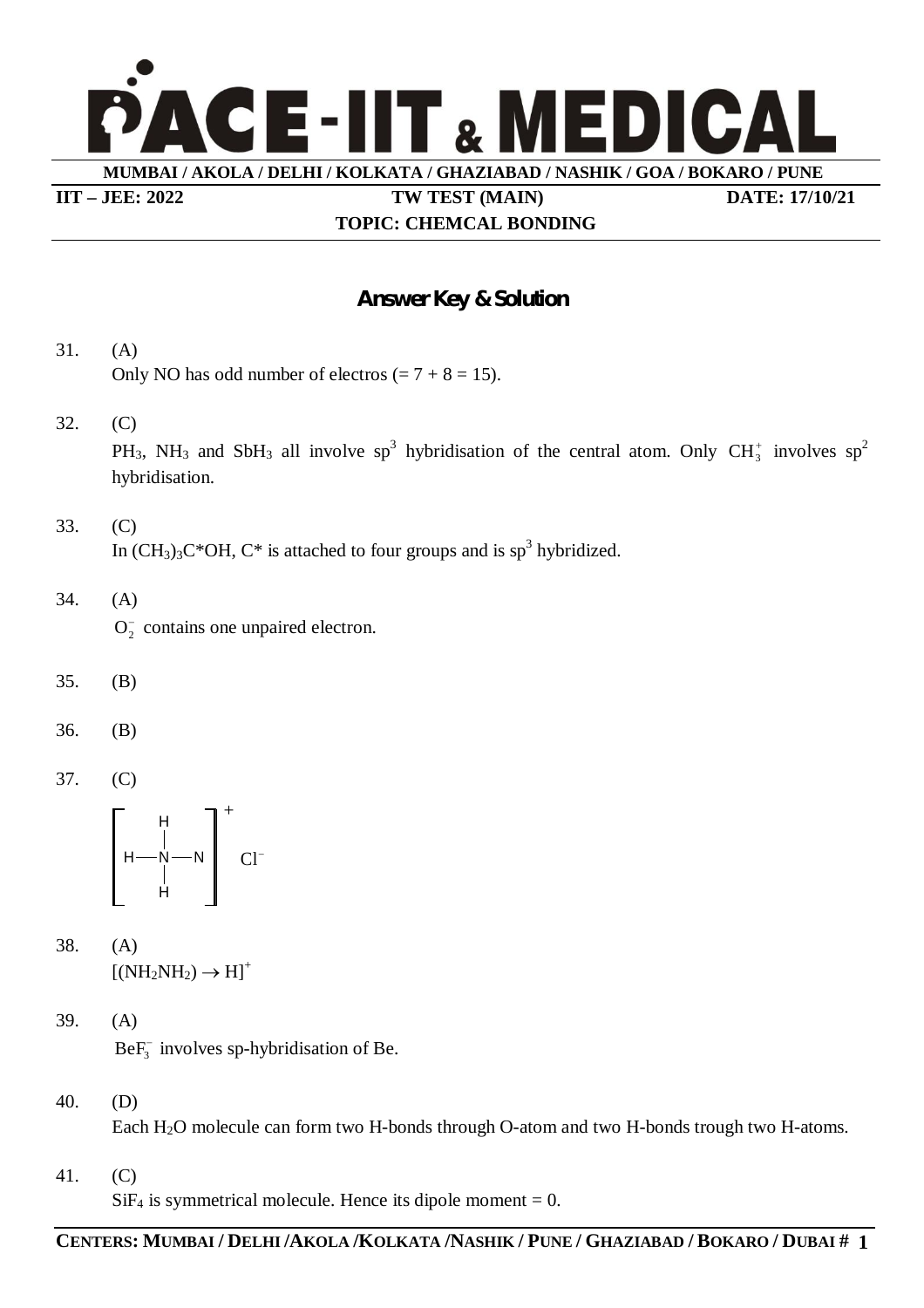# PACE-IIT & MEDICAL

**MUMBAI / AKOLA / DELHI / KOLKATA / GHAZIABAD / NASHIK / GOA / BOKARO / PUNE**

**IIT – JEE: 2022** | **TW TEST (MAIN)** | **DATE: 17/10/21**

**TOPIC: CHEMCAL BONDING**

## Answer Key & Solution

31. (A)
    Only NO has odd number of electros (= 7 + 8 = 15).

32. (C)
    $PH_3$, $NH_3$ and $SbH_3$ all involve $sp^3$ hybridisation of the central atom. Only $CH_3^+$ involves $sp^2$ hybridisation.

33. (C)
    In $(CH_3)_3C^*OH$, C* is attached to four groups and is $sp^3$ hybridized.

34. (A)
    $O_2^-$ contains one unpaired electron.

35. (B)

36. (B)

37. (C)

$$\left[ H - \underset{\underset{H}{|}}{\overset{\overset{H}{|}}{N}} - N \right]^+ Cl^-$$

38. (A)
    $[(NH_2NH_2) \rightarrow H]^+$

39. (A)
    $BeF_3^-$ involves sp-hybridisation of Be.

40. (D)
    Each $H_2O$ molecule can form two H-bonds through O-atom and two H-bonds trough two H-atoms.

41. (C)
    $SiF_4$ is symmetrical molecule. Hence its dipole moment = 0.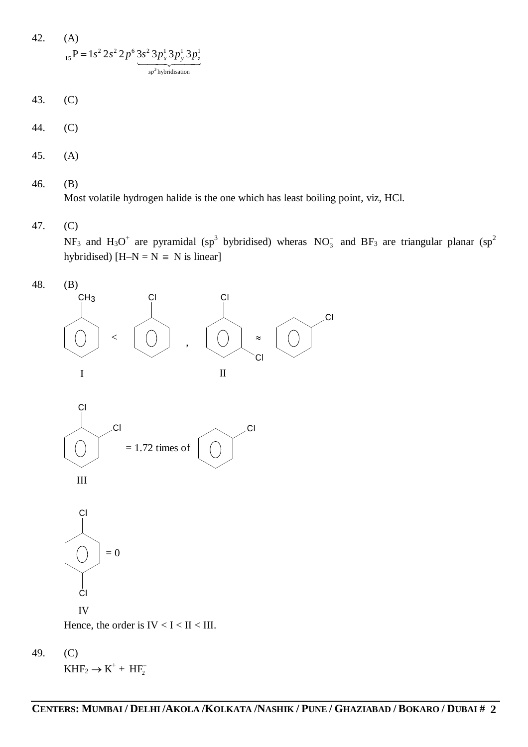42. (A)

$$_{15}P = 1s^2\,2s^2\,2p^6\,\underbrace{3s^2\,3p_x^1\,3p_y^1\,3p_z^1}_{sp^3\text{ hybridisation}}$$

43. (C)

44. (C)

45. (A)

46. (B)
Most volatile hydrogen halide is the one which has least boiling point, viz, HCl.

47. (C)
$NF_3$ and $H_3O^+$ are pyramidal ($sp^3$ bybridised) wheras $NO_3^-$ and $BF_3$ are triangular planar ($sp^2$ hybridised) [$H–N = N \equiv N$ is linear]

48. (B)

Toluene (I) < Chlorobenzene , 1,3-Dichlorobenzene (II) ≈ Chlorobenzene

1,2-Dichlorobenzene (III) = 1.72 times of Chlorobenzene

1,4-Dichlorobenzene (IV) = 0

Hence, the order is IV < I < II < III.

49. (C)
$KHF_2 \rightarrow K^+ + HF_2^-$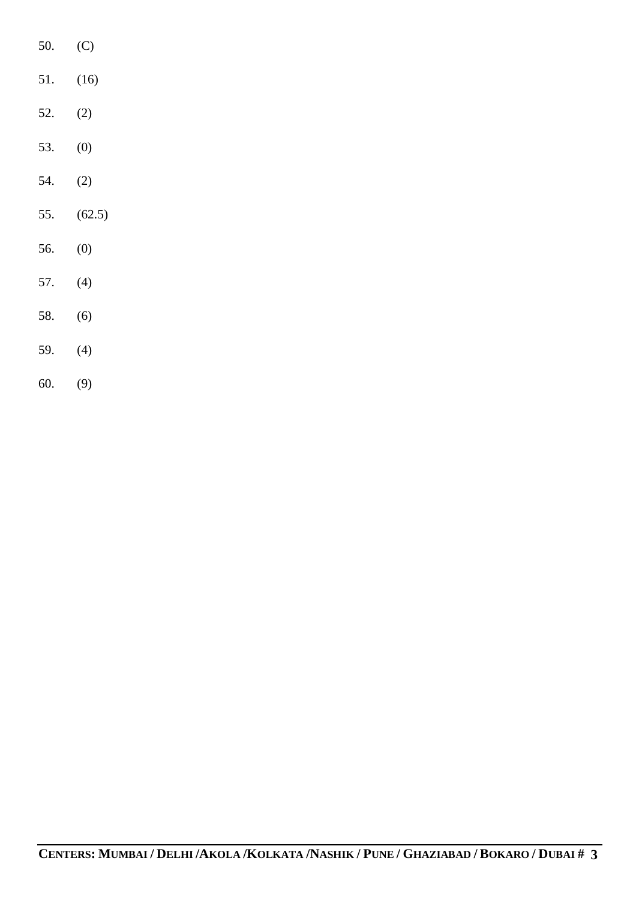50. (C)

51. (16)

52. (2)

53. (0)

54. (2)

55. (62.5)

56. (0)

57. (4)

58. (6)

59. (4)

60. (9)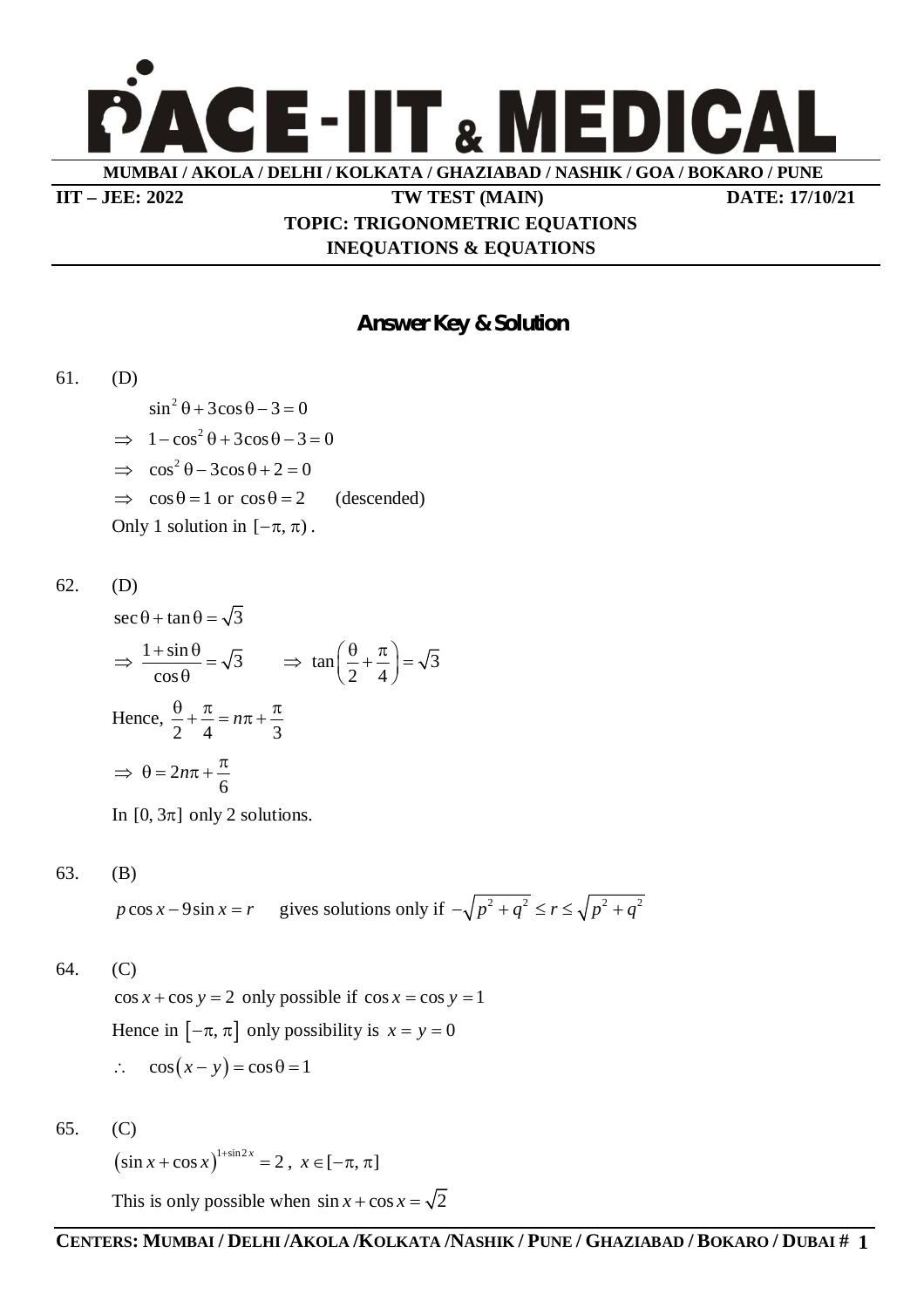# PACE-IIT & MEDICAL

**MUMBAI / AKOLA / DELHI / KOLKATA / GHAZIABAD / NASHIK / GOA / BOKARO / PUNE**

**IIT – JEE: 2022** **TW TEST (MAIN)** **DATE: 17/10/21**

**TOPIC: TRIGONOMETRIC EQUATIONS**
**INEQUATIONS & EQUATIONS**

## Answer Key & Solution

61. (D)

$\sin^2\theta + 3\cos\theta - 3 = 0$

$\Rightarrow\ 1 - \cos^2\theta + 3\cos\theta - 3 = 0$

$\Rightarrow\ \cos^2\theta - 3\cos\theta + 2 = 0$

$\Rightarrow\ \cos\theta = 1$ or $\cos\theta = 2$ (descended)

Only 1 solution in $[-\pi, \pi)$.

62. (D)

$\sec\theta + \tan\theta = \sqrt{3}$

$\Rightarrow\ \dfrac{1+\sin\theta}{\cos\theta} = \sqrt{3} \qquad \Rightarrow\ \tan\left(\dfrac{\theta}{2} + \dfrac{\pi}{4}\right) = \sqrt{3}$

Hence, $\dfrac{\theta}{2} + \dfrac{\pi}{4} = n\pi + \dfrac{\pi}{3}$

$\Rightarrow\ \theta = 2n\pi + \dfrac{\pi}{6}$

In $[0, 3\pi]$ only 2 solutions.

63. (B)

$p\cos x - 9\sin x = r$ gives solutions only if $-\sqrt{p^2+q^2} \le r \le \sqrt{p^2+q^2}$

64. (C)

$\cos x + \cos y = 2$ only possible if $\cos x = \cos y = 1$

Hence in $[-\pi, \pi]$ only possibility is $x = y = 0$

$\therefore\ \cos(x-y) = \cos\theta = 1$

65. (C)

$(\sin x + \cos x)^{1+\sin 2x} = 2$, $x \in [-\pi, \pi]$

This is only possible when $\sin x + \cos x = \sqrt{2}$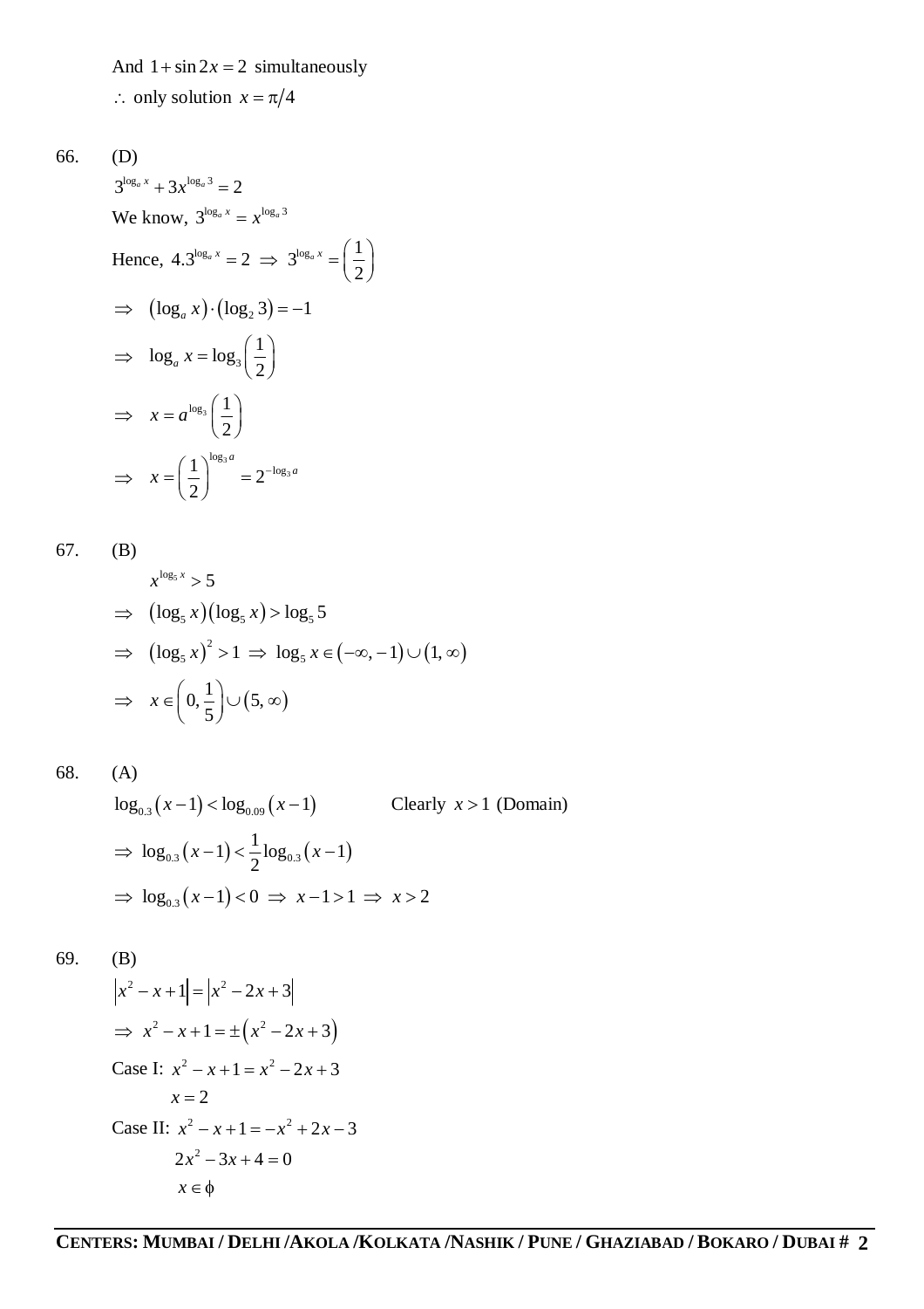And $1+\sin 2x=2$ simultaneously

$\therefore$ only solution $x=\pi/4$

66. (D)

$3^{\log_a x}+3x^{\log_a 3}=2$

We know, $3^{\log_a x}=x^{\log_a 3}$

Hence, $4.3^{\log_a x}=2 \Rightarrow 3^{\log_a x}=\left(\frac{1}{2}\right)$

$\Rightarrow \ (\log_a x)\cdot(\log_2 3)=-1$

$\Rightarrow \ \log_a x=\log_3\left(\frac{1}{2}\right)$

$\Rightarrow \ x=a^{\log_3}\left(\frac{1}{2}\right)$

$\Rightarrow \ x=\left(\frac{1}{2}\right)^{\log_3 a}=2^{-\log_3 a}$

67. (B)

$x^{\log_5 x}>5$

$\Rightarrow \ (\log_5 x)(\log_5 x)>\log_5 5$

$\Rightarrow \ (\log_5 x)^2>1 \Rightarrow \log_5 x\in(-\infty,-1)\cup(1,\infty)$

$\Rightarrow \ x\in\left(0,\frac{1}{5}\right)\cup(5,\infty)$

68. (A)

$\log_{0.3}(x-1)<\log_{0.09}(x-1)$ Clearly $x>1$ (Domain)

$\Rightarrow \log_{0.3}(x-1)<\frac{1}{2}\log_{0.3}(x-1)$

$\Rightarrow \log_{0.3}(x-1)<0 \Rightarrow x-1>1 \Rightarrow x>2$

69. (B)

$|x^2-x+1|=|x^2-2x+3|$

$\Rightarrow x^2-x+1=\pm(x^2-2x+3)$

Case I: $x^2-x+1=x^2-2x+3$

$x=2$

Case II: $x^2-x+1=-x^2+2x-3$

$2x^2-3x+4=0$

$x\in\phi$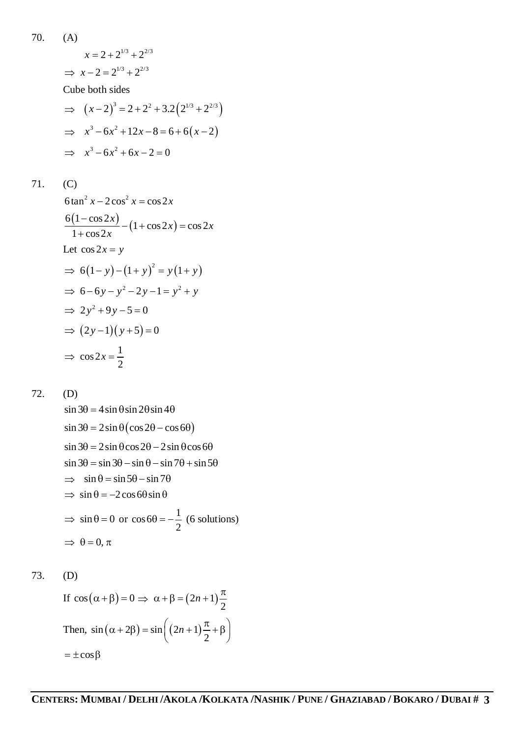70. (A)

$$x = 2 + 2^{1/3} + 2^{2/3}$$

$$\Rightarrow \; x - 2 = 2^{1/3} + 2^{2/3}$$

Cube both sides

$$\Rightarrow \;\; (x-2)^3 = 2 + 2^2 + 3.2\left(2^{1/3} + 2^{2/3}\right)$$

$$\Rightarrow \;\; x^3 - 6x^2 + 12x - 8 = 6 + 6(x-2)$$

$$\Rightarrow \;\; x^3 - 6x^2 + 6x - 2 = 0$$

71. (C)

$$6\tan^2 x - 2\cos^2 x = \cos 2x$$

$$\frac{6(1-\cos 2x)}{1+\cos 2x} - (1+\cos 2x) = \cos 2x$$

Let $\cos 2x = y$

$$\Rightarrow \; 6(1-y) - (1+y)^2 = y(1+y)$$

$$\Rightarrow \; 6 - 6y - y^2 - 2y - 1 = y^2 + y$$

$$\Rightarrow \; 2y^2 + 9y - 5 = 0$$

$$\Rightarrow \; (2y-1)(y+5) = 0$$

$$\Rightarrow \; \cos 2x = \frac{1}{2}$$

72. (D)

$$\sin 3\theta = 4\sin\theta\sin 2\theta\sin 4\theta$$

$$\sin 3\theta = 2\sin\theta(\cos 2\theta - \cos 6\theta)$$

$$\sin 3\theta = 2\sin\theta\cos 2\theta - 2\sin\theta\cos 6\theta$$

$$\sin 3\theta = \sin 3\theta - \sin\theta - \sin 7\theta + \sin 5\theta$$

$$\Rightarrow \;\; \sin\theta = \sin 5\theta - \sin 7\theta$$

$$\Rightarrow \; \sin\theta = -2\cos 6\theta\sin\theta$$

$$\Rightarrow \; \sin\theta = 0 \text{ or } \cos 6\theta = -\frac{1}{2} \text{ (6 solutions)}$$

$$\Rightarrow \; \theta = 0, \pi$$

73. (D)

If $\cos(\alpha+\beta) = 0 \Rightarrow \; \alpha + \beta = (2n+1)\frac{\pi}{2}$

Then, $\sin(\alpha + 2\beta) = \sin\left((2n+1)\frac{\pi}{2} + \beta\right)$

$= \pm\cos\beta$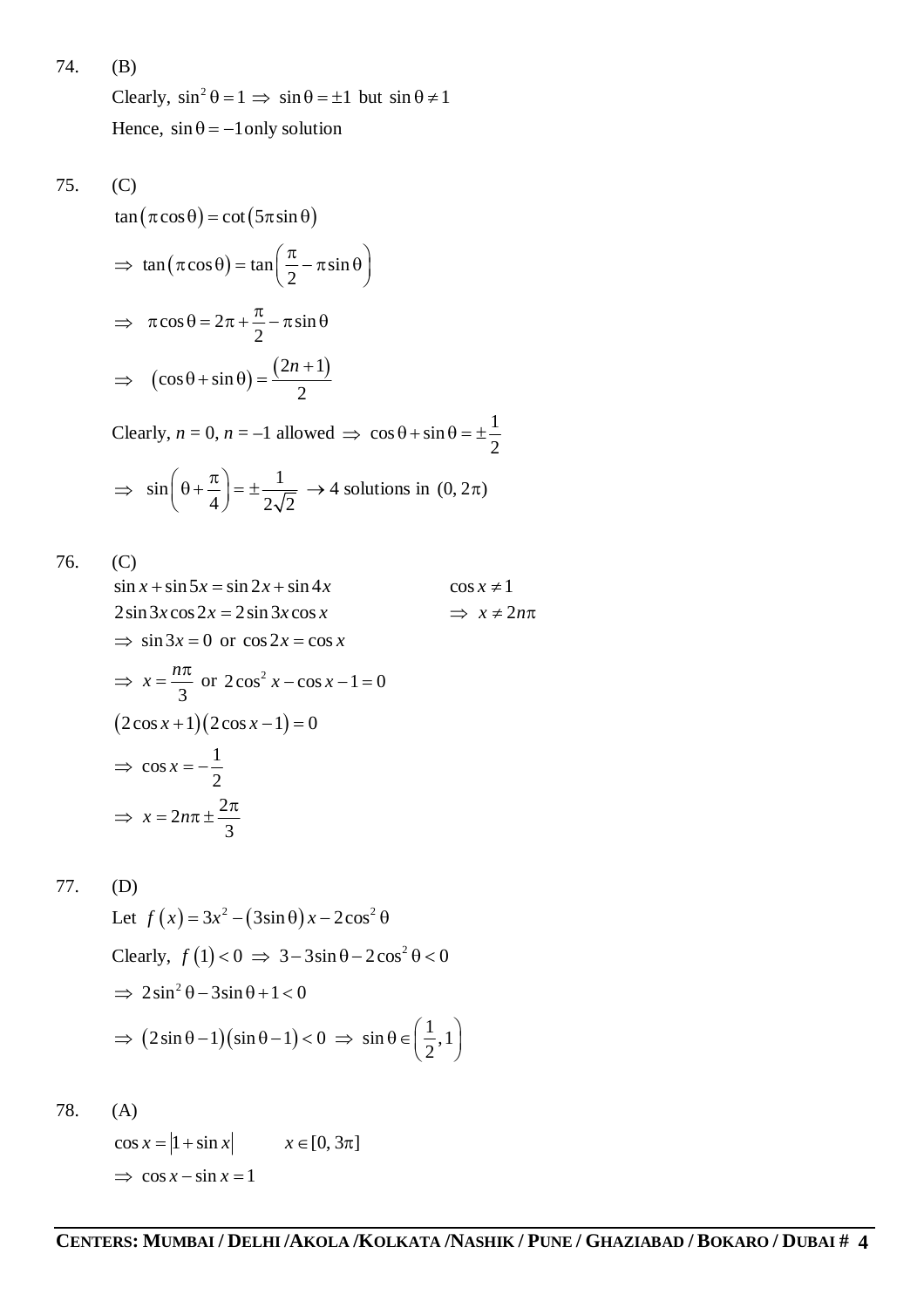74. (B)

Clearly, $\sin^2\theta = 1 \Rightarrow \sin\theta = \pm 1$ but $\sin\theta \neq 1$

Hence, $\sin\theta = -1$ only solution

75. (C)

$\tan(\pi\cos\theta) = \cot(5\pi\sin\theta)$

$\Rightarrow \tan(\pi\cos\theta) = \tan\left(\frac{\pi}{2} - \pi\sin\theta\right)$

$\Rightarrow \pi\cos\theta = 2\pi + \frac{\pi}{2} - \pi\sin\theta$

$\Rightarrow (\cos\theta + \sin\theta) = \frac{(2n+1)}{2}$

Clearly, $n = 0$, $n = -1$ allowed $\Rightarrow \cos\theta + \sin\theta = \pm\frac{1}{2}$

$\Rightarrow \sin\left(\theta + \frac{\pi}{4}\right) = \pm\frac{1}{2\sqrt{2}} \rightarrow$ 4 solutions in $(0, 2\pi)$

76. (C)

$\sin x + \sin 5x = \sin 2x + \sin 4x$ $\qquad\qquad$ $\cos x \neq 1$

$2\sin 3x \cos 2x = 2\sin 3x \cos x$ $\qquad\qquad$ $\Rightarrow x \neq 2n\pi$

$\Rightarrow \sin 3x = 0$ or $\cos 2x = \cos x$

$\Rightarrow x = \frac{n\pi}{3}$ or $2\cos^2 x - \cos x - 1 = 0$

$(2\cos x + 1)(2\cos x - 1) = 0$

$\Rightarrow \cos x = -\frac{1}{2}$

$\Rightarrow x = 2n\pi \pm \frac{2\pi}{3}$

77. (D)

Let $f(x) = 3x^2 - (3\sin\theta)x - 2\cos^2\theta$

Clearly, $f(1) < 0 \Rightarrow 3 - 3\sin\theta - 2\cos^2\theta < 0$

$\Rightarrow 2\sin^2\theta - 3\sin\theta + 1 < 0$

$\Rightarrow (2\sin\theta - 1)(\sin\theta - 1) < 0 \Rightarrow \sin\theta \in \left(\frac{1}{2}, 1\right)$

78. (A)

$\cos x = |1 + \sin x|$ $\qquad$ $x \in [0, 3\pi]$

$\Rightarrow \cos x - \sin x = 1$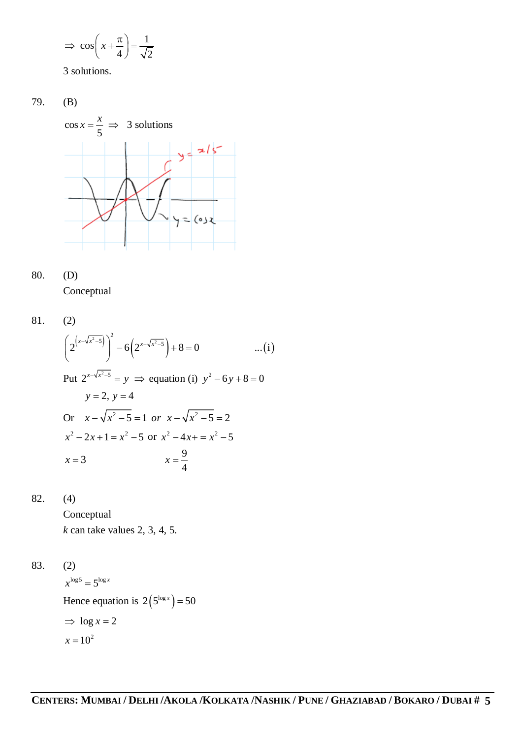$\Rightarrow \cos\left(x+\frac{\pi}{4}\right)=\frac{1}{\sqrt{2}}$

3 solutions.

79. (B)

$\cos x = \frac{x}{5} \Rightarrow$ 3 solutions

80. (D)

Conceptual

81. (2)

$$\left(2^{\left(x-\sqrt{x^2-5}\right)}\right)^2 - 6\left(2^{x-\sqrt{x^2-5}}\right)+8=0 \qquad \ldots(\text{i})$$

Put $2^{x-\sqrt{x^2-5}} = y \Rightarrow$ equation (i) $y^2-6y+8=0$

$y=2,\ y=4$

Or $x-\sqrt{x^2-5}=1$ *or* $x-\sqrt{x^2-5}=2$

$x^2-2x+1=x^2-5$ or $x^2-4x+=x^2-5$

$x=3 \qquad\qquad x=\frac{9}{4}$

82. (4)

Conceptual

$k$ can take values 2, 3, 4, 5.

83. (2)

$x^{\log 5}=5^{\log x}$

Hence equation is $2\left(5^{\log x}\right)=50$

$\Rightarrow \log x = 2$

$x=10^2$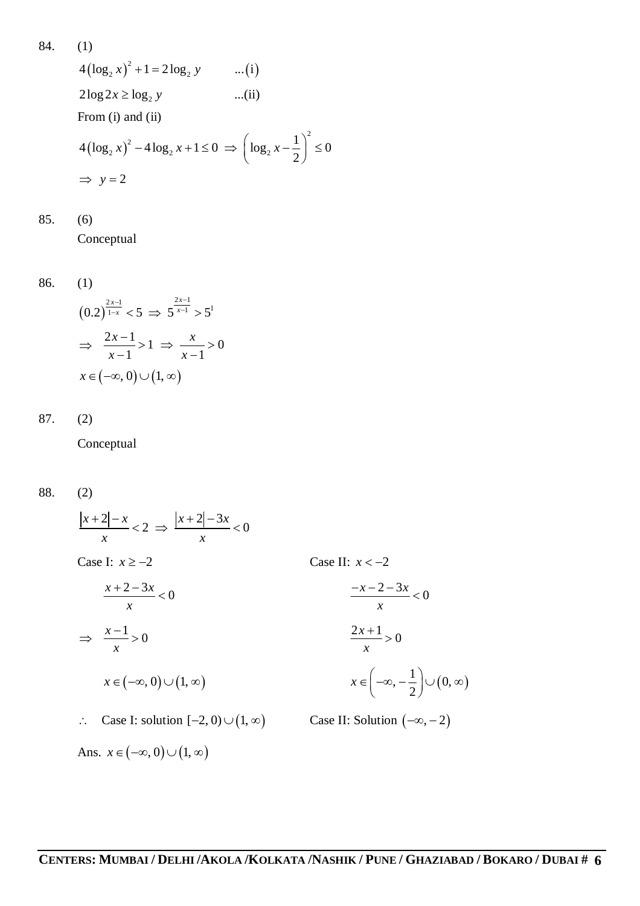84. (1)

$4(\log_2 x)^2 + 1 = 2\log_2 y \qquad ...(i)$

$2\log 2x \ge \log_2 y \qquad ...(ii)$

From (i) and (ii)

$4(\log_2 x)^2 - 4\log_2 x + 1 \le 0 \Rightarrow \left(\log_2 x - \frac{1}{2}\right)^2 \le 0$

$\Rightarrow y = 2$

85. (6)

Conceptual

86. (1)

$(0.2)^{\frac{2x-1}{1-x}} < 5 \Rightarrow 5^{\frac{2x-1}{x-1}} > 5^1$

$\Rightarrow \frac{2x-1}{x-1} > 1 \Rightarrow \frac{x}{x-1} > 0$

$x \in (-\infty, 0) \cup (1, \infty)$

87. (2)

Conceptual

88. (2)

$\frac{|x+2| - x}{x} < 2 \Rightarrow \frac{|x+2| - 3x}{x} < 0$

Case I: $x \ge -2$

$\frac{x+2-3x}{x} < 0$

$\Rightarrow \frac{x-1}{x} > 0$

$x \in (-\infty, 0) \cup (1, \infty)$

Case II: $x < -2$

$\frac{-x-2-3x}{x} < 0$

$\frac{2x+1}{x} > 0$

$x \in \left(-\infty, -\frac{1}{2}\right) \cup (0, \infty)$

$\therefore$ Case I: solution $[-2, 0) \cup (1, \infty)$ Case II: Solution $(-\infty, -2)$

Ans. $x \in (-\infty, 0) \cup (1, \infty)$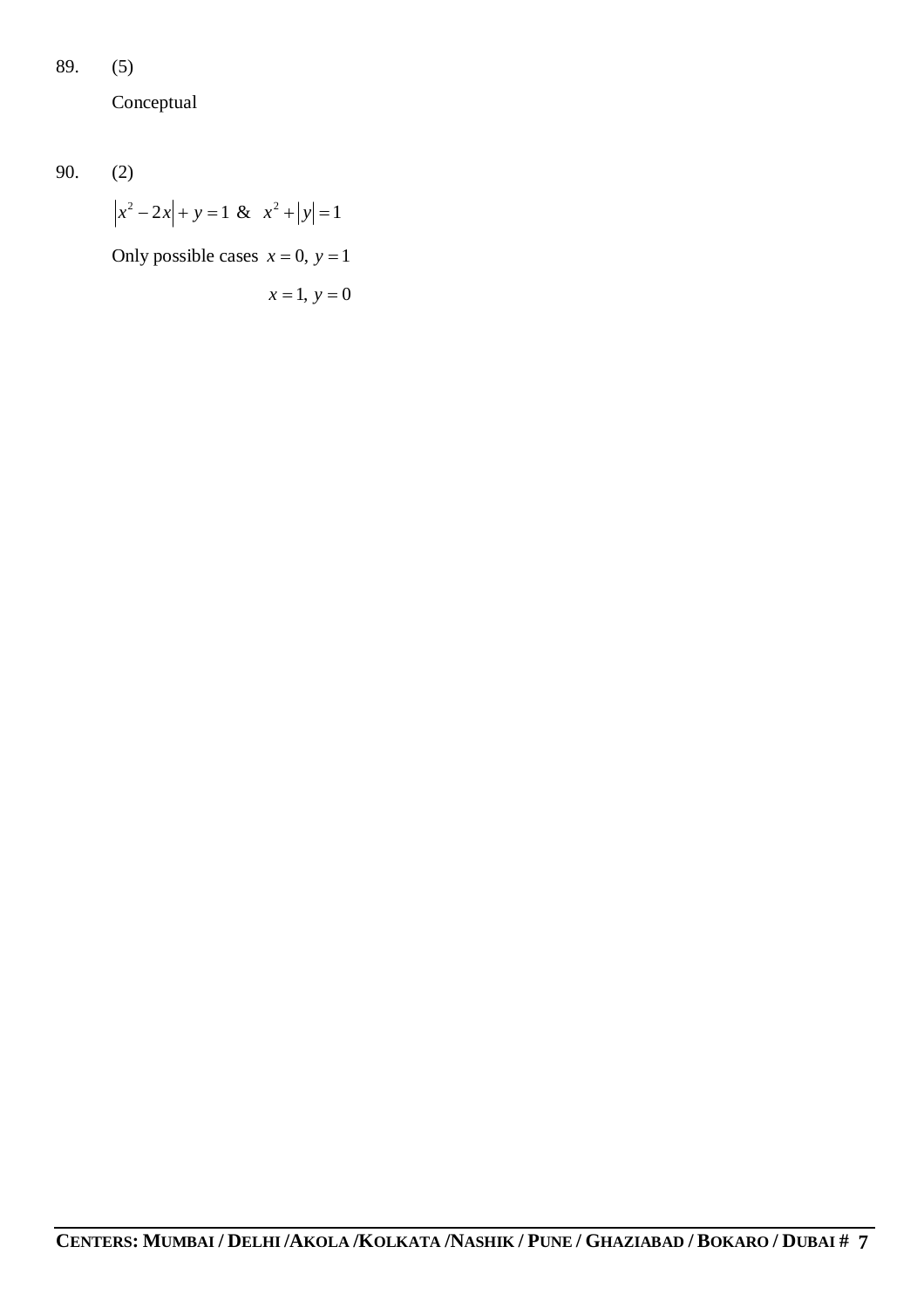89. (5)

Conceptual

90. (2)

$\left|x^2 - 2x\right| + y = 1$ & $x^2 + \left|y\right| = 1$

Only possible cases $x = 0,\ y = 1$

$x = 1,\ y = 0$